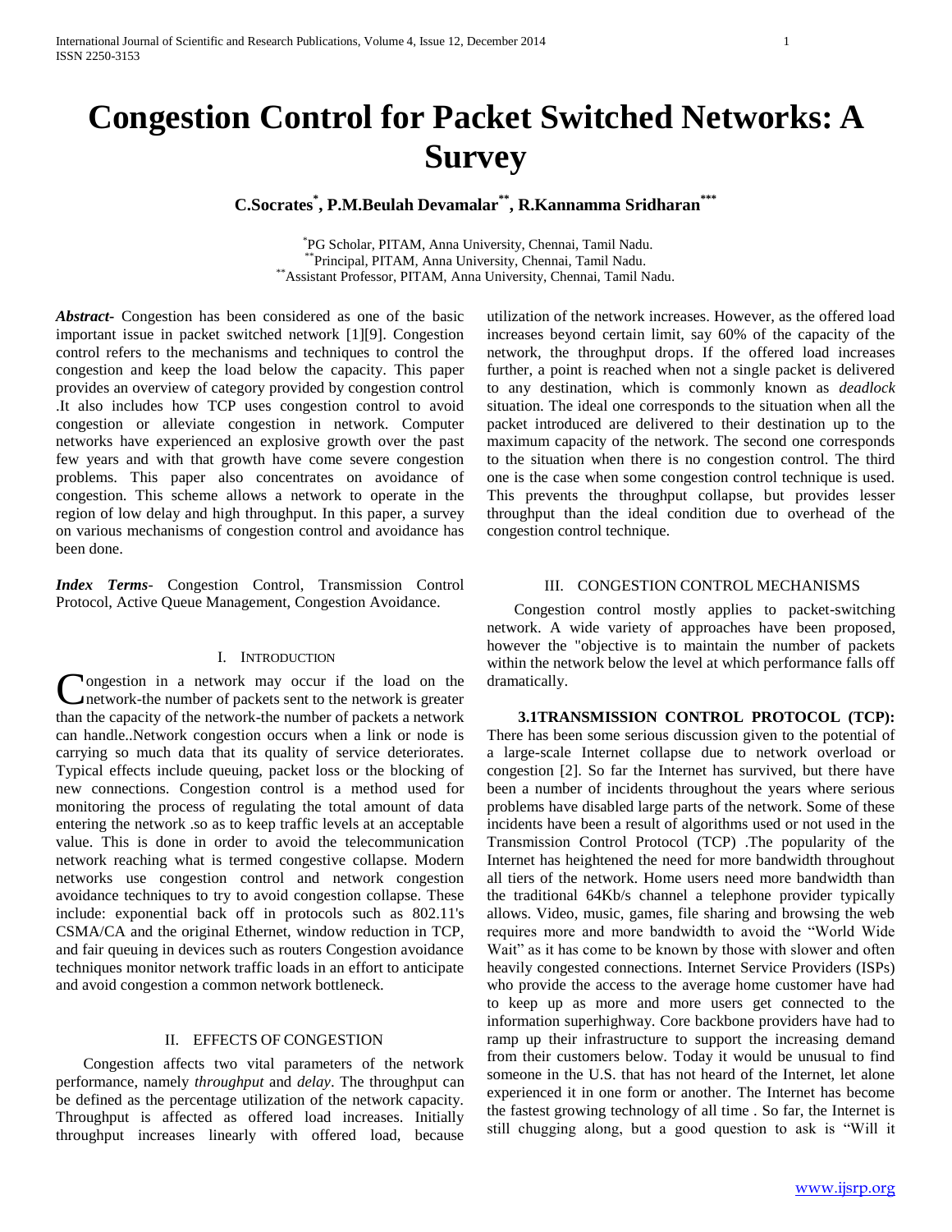# Congestion Control for Packet Switched Networks: A Survey

**C.Socrates[*], P.M.Beulah Devamalar[**], R.Kannamma Sridharan[***]**

[*]PG Scholar, PITAM, Anna University, Chennai, Tamil Nadu.
[**]Principal, PITAM, Anna University, Chennai, Tamil Nadu.
[**]Assistant Professor, PITAM, Anna University, Chennai, Tamil Nadu.

***Abstract-*** Congestion has been considered as one of the basic important issue in packet switched network [1][9]. Congestion control refers to the mechanisms and techniques to control the congestion and keep the load below the capacity. This paper provides an overview of category provided by congestion control .It also includes how TCP uses congestion control to avoid congestion or alleviate congestion in network. Computer networks have experienced an explosive growth over the past few years and with that growth have come severe congestion problems. This paper also concentrates on avoidance of congestion. This scheme allows a network to operate in the region of low delay and high throughput. In this paper, a survey on various mechanisms of congestion control and avoidance has been done.

***Index Terms-*** Congestion Control, Transmission Control Protocol, Active Queue Management, Congestion Avoidance.

## I. Introduction

Congestion in a network may occur if the load on the network-the number of packets sent to the network is greater than the capacity of the network-the number of packets a network can handle..Network congestion occurs when a link or node is carrying so much data that its quality of service deteriorates. Typical effects include queuing, packet loss or the blocking of new connections. Congestion control is a method used for monitoring the process of regulating the total amount of data entering the network .so as to keep traffic levels at an acceptable value. This is done in order to avoid the telecommunication network reaching what is termed congestive collapse. Modern networks use congestion control and network congestion avoidance techniques to try to avoid congestion collapse. These include: exponential back off in protocols such as 802.11's CSMA/CA and the original Ethernet, window reduction in TCP, and fair queuing in devices such as routers Congestion avoidance techniques monitor network traffic loads in an effort to anticipate and avoid congestion a common network bottleneck.

## II. EFFECTS OF CONGESTION

Congestion affects two vital parameters of the network performance, namely *throughput* and *delay*. The throughput can be defined as the percentage utilization of the network capacity. Throughput is affected as offered load increases. Initially throughput increases linearly with offered load, because utilization of the network increases. However, as the offered load increases beyond certain limit, say 60% of the capacity of the network, the throughput drops. If the offered load increases further, a point is reached when not a single packet is delivered to any destination, which is commonly known as *deadlock* situation. The ideal one corresponds to the situation when all the packet introduced are delivered to their destination up to the maximum capacity of the network. The second one corresponds to the situation when there is no congestion control. The third one is the case when some congestion control technique is used. This prevents the throughput collapse, but provides lesser throughput than the ideal condition due to overhead of the congestion control technique.

## III. CONGESTION CONTROL MECHANISMS

Congestion control mostly applies to packet-switching network. A wide variety of approaches have been proposed, however the "objective is to maintain the number of packets within the network below the level at which performance falls off dramatically.

### 3.1TRANSMISSION CONTROL PROTOCOL (TCP):

There has been some serious discussion given to the potential of a large-scale Internet collapse due to network overload or congestion [2]. So far the Internet has survived, but there have been a number of incidents throughout the years where serious problems have disabled large parts of the network. Some of these incidents have been a result of algorithms used or not used in the Transmission Control Protocol (TCP) .The popularity of the Internet has heightened the need for more bandwidth throughout all tiers of the network. Home users need more bandwidth than the traditional 64Kb/s channel a telephone provider typically allows. Video, music, games, file sharing and browsing the web requires more and more bandwidth to avoid the "World Wide Wait" as it has come to be known by those with slower and often heavily congested connections. Internet Service Providers (ISPs) who provide the access to the average home customer have had to keep up as more and more users get connected to the information superhighway. Core backbone providers have had to ramp up their infrastructure to support the increasing demand from their customers below. Today it would be unusual to find someone in the U.S. that has not heard of the Internet, let alone experienced it in one form or another. The Internet has become the fastest growing technology of all time . So far, the Internet is still chugging along, but a good question to ask is "Will it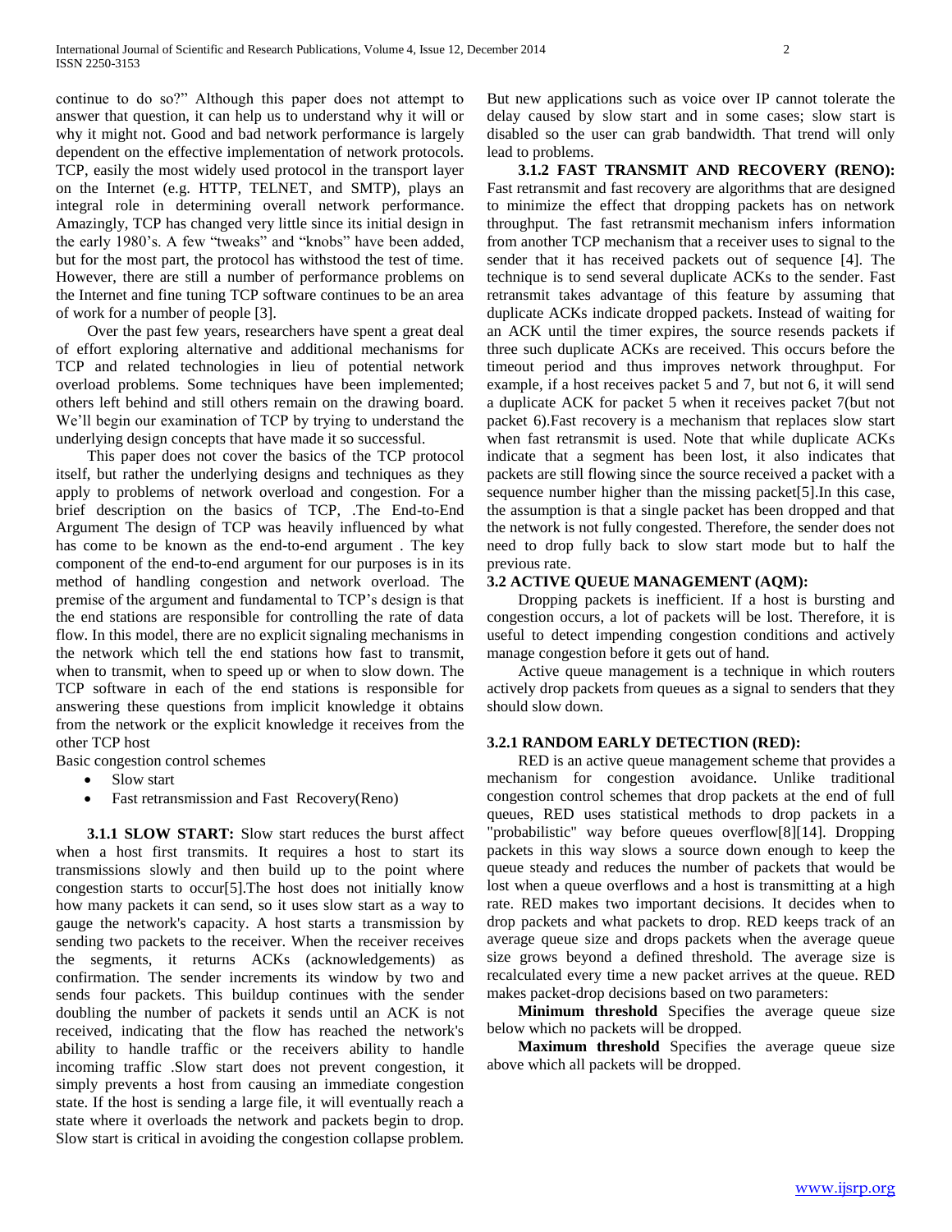continue to do so?" Although this paper does not attempt to answer that question, it can help us to understand why it will or why it might not. Good and bad network performance is largely dependent on the effective implementation of network protocols. TCP, easily the most widely used protocol in the transport layer on the Internet (e.g. HTTP, TELNET, and SMTP), plays an integral role in determining overall network performance. Amazingly, TCP has changed very little since its initial design in the early 1980's. A few "tweaks" and "knobs" have been added, but for the most part, the protocol has withstood the test of time. However, there are still a number of performance problems on the Internet and fine tuning TCP software continues to be an area of work for a number of people [3].

Over the past few years, researchers have spent a great deal of effort exploring alternative and additional mechanisms for TCP and related technologies in lieu of potential network overload problems. Some techniques have been implemented; others left behind and still others remain on the drawing board. We'll begin our examination of TCP by trying to understand the underlying design concepts that have made it so successful.

This paper does not cover the basics of the TCP protocol itself, but rather the underlying designs and techniques as they apply to problems of network overload and congestion. For a brief description on the basics of TCP, .The End-to-End Argument The design of TCP was heavily influenced by what has come to be known as the end-to-end argument . The key component of the end-to-end argument for our purposes is in its method of handling congestion and network overload. The premise of the argument and fundamental to TCP's design is that the end stations are responsible for controlling the rate of data flow. In this model, there are no explicit signaling mechanisms in the network which tell the end stations how fast to transmit, when to transmit, when to speed up or when to slow down. The TCP software in each of the end stations is responsible for answering these questions from implicit knowledge it obtains from the network or the explicit knowledge it receives from the other TCP host

Basic congestion control schemes

- Slow start
- Fast retransmission and Fast Recovery(Reno)

**3.1.1 SLOW START:** Slow start reduces the burst affect when a host first transmits. It requires a host to start its transmissions slowly and then build up to the point where congestion starts to occur[5].The host does not initially know how many packets it can send, so it uses slow start as a way to gauge the network's capacity. A host starts a transmission by sending two packets to the receiver. When the receiver receives the segments, it returns ACKs (acknowledgements) as confirmation. The sender increments its window by two and sends four packets. This buildup continues with the sender doubling the number of packets it sends until an ACK is not received, indicating that the flow has reached the network's ability to handle traffic or the receivers ability to handle incoming traffic .Slow start does not prevent congestion, it simply prevents a host from causing an immediate congestion state. If the host is sending a large file, it will eventually reach a state where it overloads the network and packets begin to drop. Slow start is critical in avoiding the congestion collapse problem. But new applications such as voice over IP cannot tolerate the delay caused by slow start and in some cases; slow start is disabled so the user can grab bandwidth. That trend will only lead to problems.

**3.1.2 FAST TRANSMIT AND RECOVERY (RENO):** Fast retransmit and fast recovery are algorithms that are designed to minimize the effect that dropping packets has on network throughput. The fast retransmit mechanism infers information from another TCP mechanism that a receiver uses to signal to the sender that it has received packets out of sequence [4]. The technique is to send several duplicate ACKs to the sender. Fast retransmit takes advantage of this feature by assuming that duplicate ACKs indicate dropped packets. Instead of waiting for an ACK until the timer expires, the source resends packets if three such duplicate ACKs are received. This occurs before the timeout period and thus improves network throughput. For example, if a host receives packet 5 and 7, but not 6, it will send a duplicate ACK for packet 5 when it receives packet 7(but not packet 6).Fast recovery is a mechanism that replaces slow start when fast retransmit is used. Note that while duplicate ACKs indicate that a segment has been lost, it also indicates that packets are still flowing since the source received a packet with a sequence number higher than the missing packet[5].In this case, the assumption is that a single packet has been dropped and that the network is not fully congested. Therefore, the sender does not need to drop fully back to slow start mode but to half the previous rate.

### 3.2 ACTIVE QUEUE MANAGEMENT (AQM):

Dropping packets is inefficient. If a host is bursting and congestion occurs, a lot of packets will be lost. Therefore, it is useful to detect impending congestion conditions and actively manage congestion before it gets out of hand.

Active queue management is a technique in which routers actively drop packets from queues as a signal to senders that they should slow down.

### 3.2.1 RANDOM EARLY DETECTION (RED):

RED is an active queue management scheme that provides a mechanism for congestion avoidance. Unlike traditional congestion control schemes that drop packets at the end of full queues, RED uses statistical methods to drop packets in a "probabilistic" way before queues overflow[8][14]. Dropping packets in this way slows a source down enough to keep the queue steady and reduces the number of packets that would be lost when a queue overflows and a host is transmitting at a high rate. RED makes two important decisions. It decides when to drop packets and what packets to drop. RED keeps track of an average queue size and drops packets when the average queue size grows beyond a defined threshold. The average size is recalculated every time a new packet arrives at the queue. RED makes packet-drop decisions based on two parameters:

**Minimum threshold** Specifies the average queue size below which no packets will be dropped.

**Maximum threshold** Specifies the average queue size above which all packets will be dropped.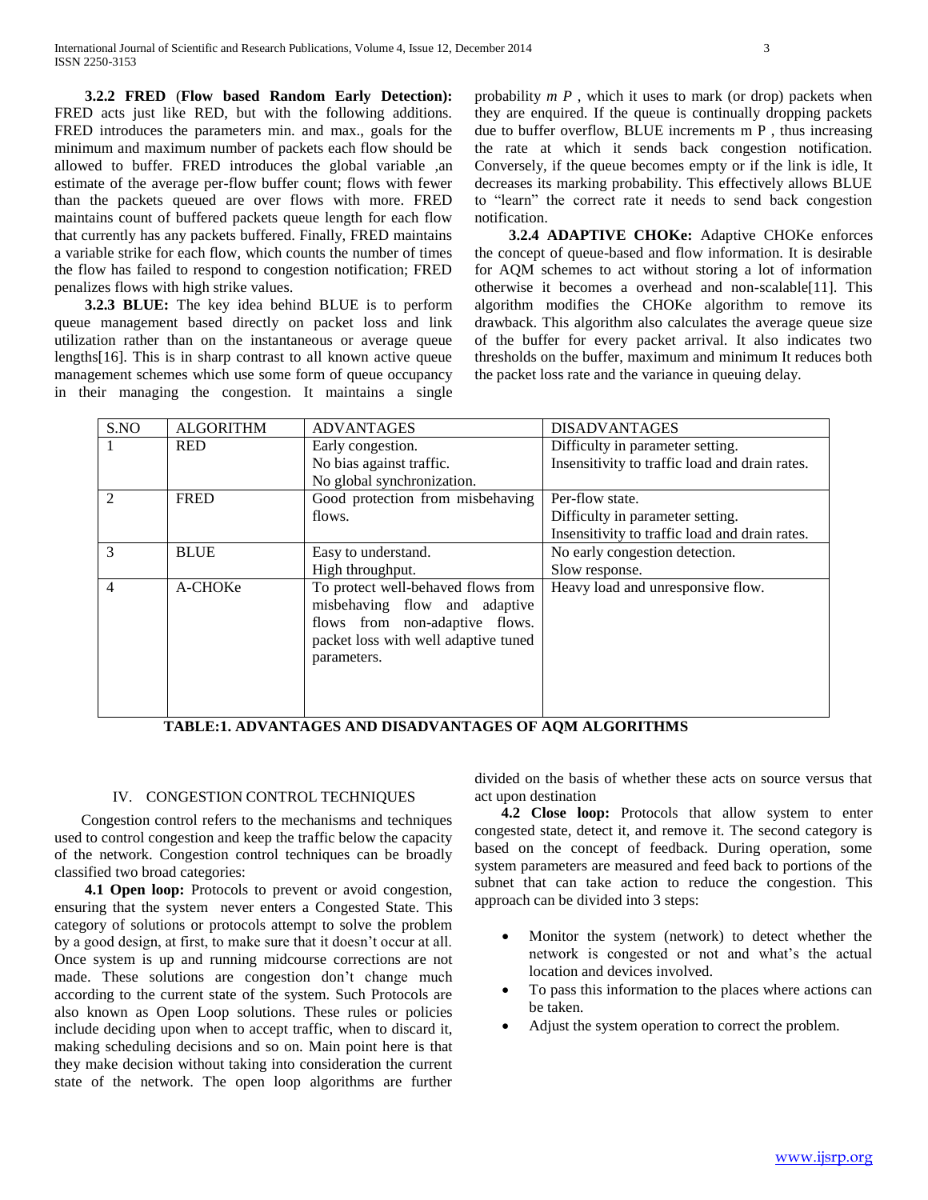**3.2.2 FRED** (**Flow based Random Early Detection):** FRED acts just like RED, but with the following additions. FRED introduces the parameters min. and max., goals for the minimum and maximum number of packets each flow should be allowed to buffer. FRED introduces the global variable ,an estimate of the average per-flow buffer count; flows with fewer than the packets queued are over flows with more. FRED maintains count of buffered packets queue length for each flow that currently has any packets buffered. Finally, FRED maintains a variable strike for each flow, which counts the number of times the flow has failed to respond to congestion notification; FRED penalizes flows with high strike values.

**3.2.3 BLUE:** The key idea behind BLUE is to perform queue management based directly on packet loss and link utilization rather than on the instantaneous or average queue lengths[16]. This is in sharp contrast to all known active queue management schemes which use some form of queue occupancy in their managing the congestion. It maintains a single probability $m\ P$ , which it uses to mark (or drop) packets when they are enquired. If the queue is continually dropping packets due to buffer overflow, BLUE increments m P , thus increasing the rate at which it sends back congestion notification. Conversely, if the queue becomes empty or if the link is idle, It decreases its marking probability. This effectively allows BLUE to "learn" the correct rate it needs to send back congestion notification.

**3.2.4 ADAPTIVE CHOKe:** Adaptive CHOKe enforces the concept of queue-based and flow information. It is desirable for AQM schemes to act without storing a lot of information otherwise it becomes a overhead and non-scalable[11]. This algorithm modifies the CHOKe algorithm to remove its drawback. This algorithm also calculates the average queue size of the buffer for every packet arrival. It also indicates two thresholds on the buffer, maximum and minimum It reduces both the packet loss rate and the variance in queuing delay.

| S.NO | ALGORITHM | ADVANTAGES | DISADVANTAGES |
|---|---|---|---|
| 1 | RED | Early congestion.<br>No bias against traffic.<br>No global synchronization. | Difficulty in parameter setting.<br>Insensitivity to traffic load and drain rates. |
| 2 | FRED | Good protection from misbehaving flows. | Per-flow state.<br>Difficulty in parameter setting.<br>Insensitivity to traffic load and drain rates. |
| 3 | BLUE | Easy to understand.<br>High throughput. | No early congestion detection.<br>Slow response. |
| 4 | A-CHOKe | To protect well-behaved flows from misbehaving flow and adaptive flows from non-adaptive flows. packet loss with well adaptive tuned parameters. | Heavy load and unresponsive flow. |

**TABLE:1. ADVANTAGES AND DISADVANTAGES OF AQM ALGORITHMS**

## IV. CONGESTION CONTROL TECHNIQUES

Congestion control refers to the mechanisms and techniques used to control congestion and keep the traffic below the capacity of the network. Congestion control techniques can be broadly classified two broad categories:

**4.1 Open loop:** Protocols to prevent or avoid congestion, ensuring that the system never enters a Congested State. This category of solutions or protocols attempt to solve the problem by a good design, at first, to make sure that it doesn't occur at all. Once system is up and running midcourse corrections are not made. These solutions are congestion don't change much according to the current state of the system. Such Protocols are also known as Open Loop solutions. These rules or policies include deciding upon when to accept traffic, when to discard it, making scheduling decisions and so on. Main point here is that they make decision without taking into consideration the current state of the network. The open loop algorithms are further divided on the basis of whether these acts on source versus that act upon destination

**4.2 Close loop:** Protocols that allow system to enter congested state, detect it, and remove it. The second category is based on the concept of feedback. During operation, some system parameters are measured and feed back to portions of the subnet that can take action to reduce the congestion. This approach can be divided into 3 steps:

- Monitor the system (network) to detect whether the network is congested or not and what's the actual location and devices involved.
- To pass this information to the places where actions can be taken.
- Adjust the system operation to correct the problem.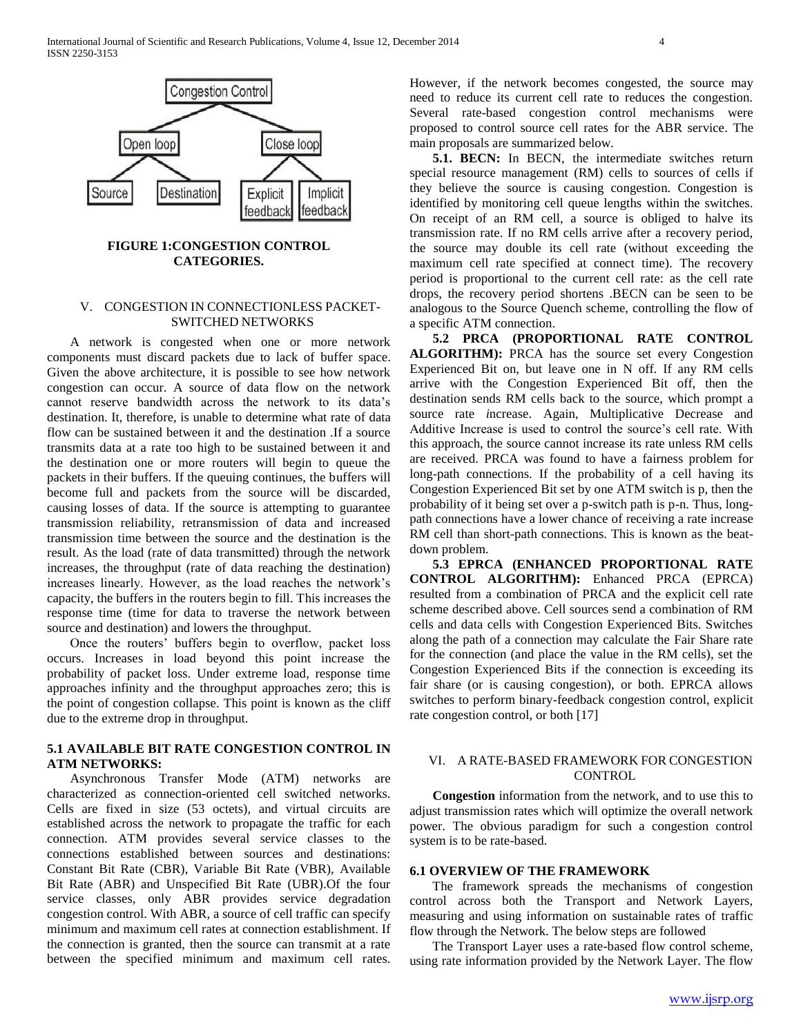**FIGURE 1:CONGESTION CONTROL CATEGORIES.**

## V. CONGESTION IN CONNECTIONLESS PACKET-SWITCHED NETWORKS

A network is congested when one or more network components must discard packets due to lack of buffer space. Given the above architecture, it is possible to see how network congestion can occur. A source of data flow on the network cannot reserve bandwidth across the network to its data's destination. It, therefore, is unable to determine what rate of data flow can be sustained between it and the destination .If a source transmits data at a rate too high to be sustained between it and the destination one or more routers will begin to queue the packets in their buffers. If the queuing continues, the buffers will become full and packets from the source will be discarded, causing losses of data. If the source is attempting to guarantee transmission reliability, retransmission of data and increased transmission time between the source and the destination is the result. As the load (rate of data transmitted) through the network increases, the throughput (rate of data reaching the destination) increases linearly. However, as the load reaches the network's capacity, the buffers in the routers begin to fill. This increases the response time (time for data to traverse the network between source and destination) and lowers the throughput.

Once the routers' buffers begin to overflow, packet loss occurs. Increases in load beyond this point increase the probability of packet loss. Under extreme load, response time approaches infinity and the throughput approaches zero; this is the point of congestion collapse. This point is known as the cliff due to the extreme drop in throughput.

### 5.1 AVAILABLE BIT RATE CONGESTION CONTROL IN ATM NETWORKS:

Asynchronous Transfer Mode (ATM) networks are characterized as connection-oriented cell switched networks. Cells are fixed in size (53 octets), and virtual circuits are established across the network to propagate the traffic for each connection. ATM provides several service classes to the connections established between sources and destinations: Constant Bit Rate (CBR), Variable Bit Rate (VBR), Available Bit Rate (ABR) and Unspecified Bit Rate (UBR).Of the four service classes, only ABR provides service degradation congestion control. With ABR, a source of cell traffic can specify minimum and maximum cell rates at connection establishment. If the connection is granted, then the source can transmit at a rate between the specified minimum and maximum cell rates. However, if the network becomes congested, the source may need to reduce its current cell rate to reduces the congestion. Several rate-based congestion control mechanisms were proposed to control source cell rates for the ABR service. The main proposals are summarized below.

**5.1. BECN:** In BECN, the intermediate switches return special resource management (RM) cells to sources of cells if they believe the source is causing congestion. Congestion is identified by monitoring cell queue lengths within the switches. On receipt of an RM cell, a source is obliged to halve its transmission rate. If no RM cells arrive after a recovery period, the source may double its cell rate (without exceeding the maximum cell rate specified at connect time). The recovery period is proportional to the current cell rate: as the cell rate drops, the recovery period shortens .BECN can be seen to be analogous to the Source Quench scheme, controlling the flow of a specific ATM connection.

**5.2 PRCA (PROPORTIONAL RATE CONTROL ALGORITHM):** PRCA has the source set every Congestion Experienced Bit on, but leave one in N off. If any RM cells arrive with the Congestion Experienced Bit off, then the destination sends RM cells back to the source, which prompt a source rate *i*ncrease. Again, Multiplicative Decrease and Additive Increase is used to control the source's cell rate. With this approach, the source cannot increase its rate unless RM cells are received. PRCA was found to have a fairness problem for long-path connections. If the probability of a cell having its Congestion Experienced Bit set by one ATM switch is p, then the probability of it being set over a p-switch path is p-n. Thus, long-path connections have a lower chance of receiving a rate increase RM cell than short-path connections. This is known as the beat-down problem.

**5.3 EPRCA (ENHANCED PROPORTIONAL RATE CONTROL ALGORITHM):** Enhanced PRCA (EPRCA) resulted from a combination of PRCA and the explicit cell rate scheme described above. Cell sources send a combination of RM cells and data cells with Congestion Experienced Bits. Switches along the path of a connection may calculate the Fair Share rate for the connection (and place the value in the RM cells), set the Congestion Experienced Bits if the connection is exceeding its fair share (or is causing congestion), or both. EPRCA allows switches to perform binary-feedback congestion control, explicit rate congestion control, or both [17]

## VI. A RATE-BASED FRAMEWORK FOR CONGESTION CONTROL

**Congestion** information from the network, and to use this to adjust transmission rates which will optimize the overall network power. The obvious paradigm for such a congestion control system is to be rate-based.

### 6.1 OVERVIEW OF THE FRAMEWORK

The framework spreads the mechanisms of congestion control across both the Transport and Network Layers, measuring and using information on sustainable rates of traffic flow through the Network. The below steps are followed

The Transport Layer uses a rate-based flow control scheme, using rate information provided by the Network Layer. The flow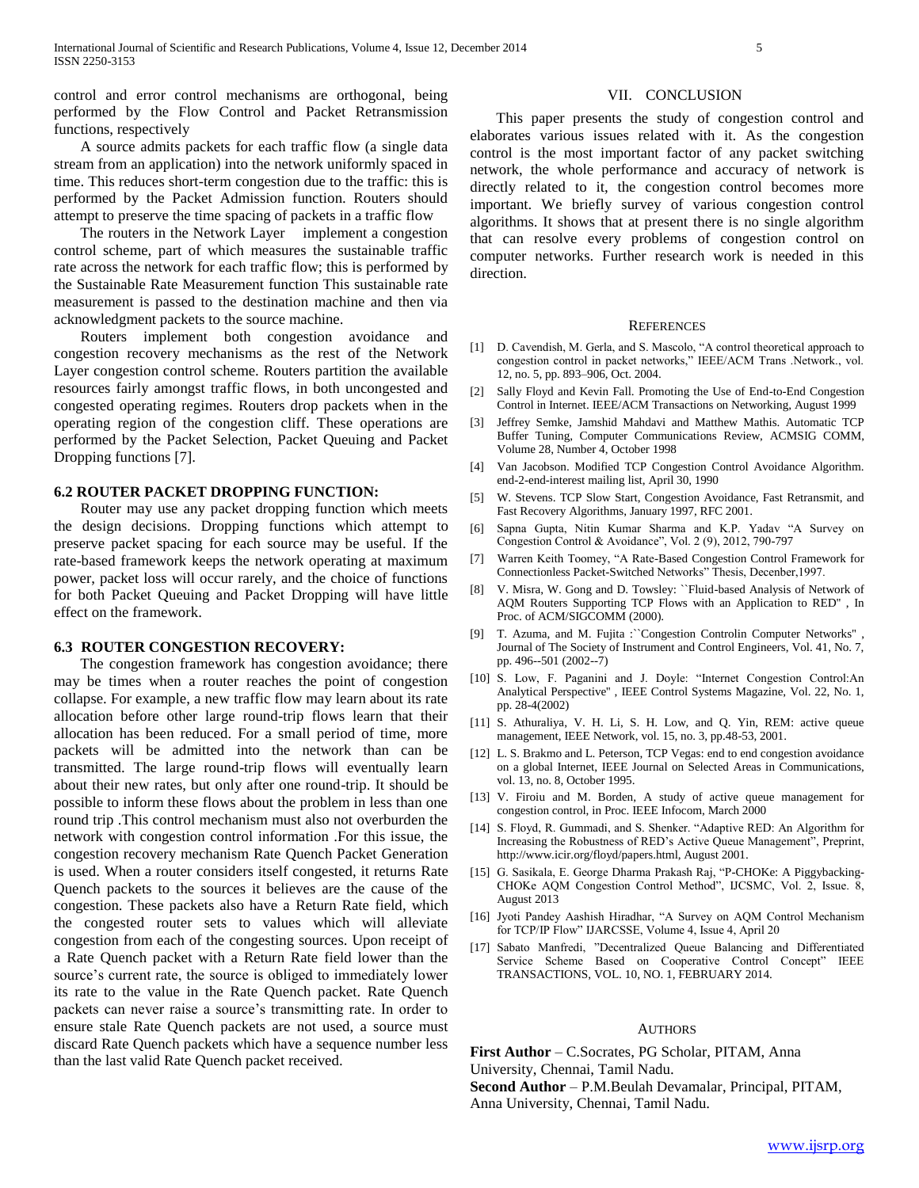control and error control mechanisms are orthogonal, being performed by the Flow Control and Packet Retransmission functions, respectively

A source admits packets for each traffic flow (a single data stream from an application) into the network uniformly spaced in time. This reduces short-term congestion due to the traffic: this is performed by the Packet Admission function. Routers should attempt to preserve the time spacing of packets in a traffic flow

The routers in the Network Layer implement a congestion control scheme, part of which measures the sustainable traffic rate across the network for each traffic flow; this is performed by the Sustainable Rate Measurement function This sustainable rate measurement is passed to the destination machine and then via acknowledgment packets to the source machine.

Routers implement both congestion avoidance and congestion recovery mechanisms as the rest of the Network Layer congestion control scheme. Routers partition the available resources fairly amongst traffic flows, in both uncongested and congested operating regimes. Routers drop packets when in the operating region of the congestion cliff. These operations are performed by the Packet Selection, Packet Queuing and Packet Dropping functions [7].

### 6.2 ROUTER PACKET DROPPING FUNCTION:

Router may use any packet dropping function which meets the design decisions. Dropping functions which attempt to preserve packet spacing for each source may be useful. If the rate-based framework keeps the network operating at maximum power, packet loss will occur rarely, and the choice of functions for both Packet Queuing and Packet Dropping will have little effect on the framework.

### 6.3 ROUTER CONGESTION RECOVERY:

The congestion framework has congestion avoidance; there may be times when a router reaches the point of congestion collapse. For example, a new traffic flow may learn about its rate allocation before other large round-trip flows learn that their allocation has been reduced. For a small period of time, more packets will be admitted into the network than can be transmitted. The large round-trip flows will eventually learn about their new rates, but only after one round-trip. It should be possible to inform these flows about the problem in less than one round trip .This control mechanism must also not overburden the network with congestion control information .For this issue, the congestion recovery mechanism Rate Quench Packet Generation is used. When a router considers itself congested, it returns Rate Quench packets to the sources it believes are the cause of the congestion. These packets also have a Return Rate field, which the congested router sets to values which will alleviate congestion from each of the congesting sources. Upon receipt of a Rate Quench packet with a Return Rate field lower than the source's current rate, the source is obliged to immediately lower its rate to the value in the Rate Quench packet. Rate Quench packets can never raise a source's transmitting rate. In order to ensure stale Rate Quench packets are not used, a source must discard Rate Quench packets which have a sequence number less than the last valid Rate Quench packet received.

## VII. CONCLUSION

This paper presents the study of congestion control and elaborates various issues related with it. As the congestion control is the most important factor of any packet switching network, the whole performance and accuracy of network is directly related to it, the congestion control becomes more important. We briefly survey of various congestion control algorithms. It shows that at present there is no single algorithm that can resolve every problems of congestion control on computer networks. Further research work is needed in this direction.

## REFERENCES

[1] D. Cavendish, M. Gerla, and S. Mascolo, "A control theoretical approach to congestion control in packet networks," IEEE/ACM Trans .Network., vol. 12, no. 5, pp. 893–906, Oct. 2004.

[2] Sally Floyd and Kevin Fall. Promoting the Use of End-to-End Congestion Control in Internet. IEEE/ACM Transactions on Networking, August 1999

[3] Jeffrey Semke, Jamshid Mahdavi and Matthew Mathis. Automatic TCP Buffer Tuning, Computer Communications Review, ACMSIG COMM, Volume 28, Number 4, October 1998

[4] Van Jacobson. Modified TCP Congestion Control Avoidance Algorithm. end-2-end-interest mailing list, April 30, 1990

[5] W. Stevens. TCP Slow Start, Congestion Avoidance, Fast Retransmit, and Fast Recovery Algorithms, January 1997, RFC 2001.

[6] Sapna Gupta, Nitin Kumar Sharma and K.P. Yadav "A Survey on Congestion Control & Avoidance", Vol. 2 (9), 2012, 790-797

[7] Warren Keith Toomey, "A Rate-Based Congestion Control Framework for Connectionless Packet-Switched Networks" Thesis, Decenber,1997.

[8] V. Misra, W. Gong and D. Towsley: ``Fluid-based Analysis of Network of AQM Routers Supporting TCP Flows with an Application to RED'' , In Proc. of ACM/SIGCOMM (2000).

[9] T. Azuma, and M. Fujita :``Congestion Controlin Computer Networks'' , Journal of The Society of Instrument and Control Engineers, Vol. 41, No. 7, pp. 496--501 (2002--7)

[10] S. Low, F. Paganini and J. Doyle: "Internet Congestion Control:An Analytical Perspective'' , IEEE Control Systems Magazine, Vol. 22, No. 1, pp. 28-4(2002)

[11] S. Athuraliya, V. H. Li, S. H. Low, and Q. Yin, REM: active queue management, IEEE Network, vol. 15, no. 3, pp.48-53, 2001.

[12] L. S. Brakmo and L. Peterson, TCP Vegas: end to end congestion avoidance on a global Internet, IEEE Journal on Selected Areas in Communications, vol. 13, no. 8, October 1995.

[13] V. Firoiu and M. Borden, A study of active queue management for congestion control, in Proc. IEEE Infocom, March 2000

[14] S. Floyd, R. Gummadi, and S. Shenker. "Adaptive RED: An Algorithm for Increasing the Robustness of RED's Active Queue Management", Preprint, http://www.icir.org/floyd/papers.html, August 2001.

[15] G. Sasikala, E. George Dharma Prakash Raj, "P-CHOKe: A Piggybacking-CHOKe AQM Congestion Control Method", IJCSMC, Vol. 2, Issue. 8, August 2013

[16] Jyoti Pandey Aashish Hiradhar, "A Survey on AQM Control Mechanism for TCP/IP Flow" IJARCSSE, Volume 4, Issue 4, April 20

[17] Sabato Manfredi, "Decentralized Queue Balancing and Differentiated Service Scheme Based on Cooperative Control Concept" IEEE TRANSACTIONS, VOL. 10, NO. 1, FEBRUARY 2014.

## AUTHORS

**First Author** – C.Socrates, PG Scholar, PITAM, Anna University, Chennai, Tamil Nadu.
**Second Author** – P.M.Beulah Devamalar, Principal, PITAM, Anna University, Chennai, Tamil Nadu.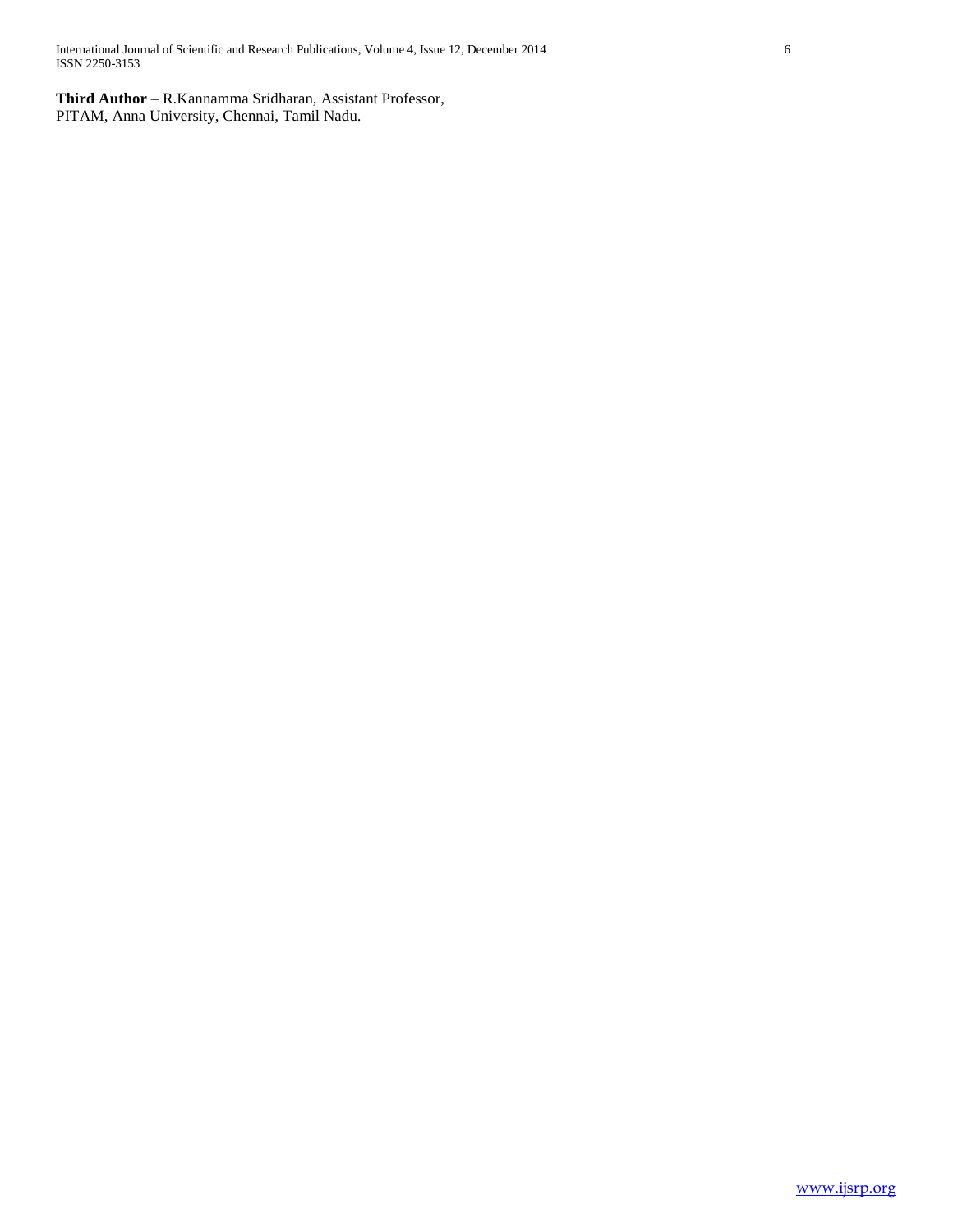**Third Author** – R.Kannamma Sridharan, Assistant Professor, PITAM, Anna University, Chennai, Tamil Nadu.